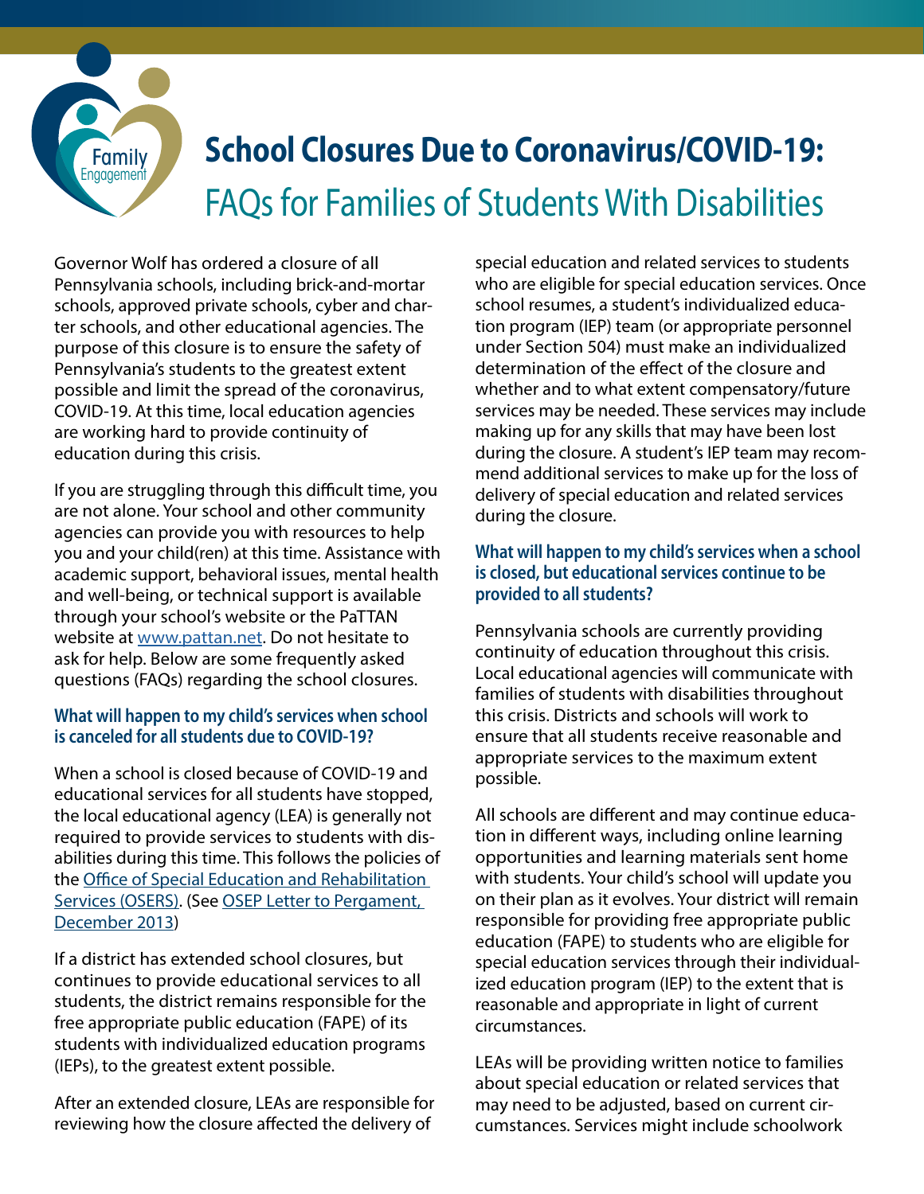# School Closures Due to Coronavirus/COVID-19: FAQs for Families of Students With Disabilities

Governor Wolf has ordered a closure of all Pennsylvania schools, including brick-and-mortar schools, approved private schools, cyber and charter schools, and other educational agencies. The purpose of this closure is to ensure the safety of Pennsylvania's students to the greatest extent possible and limit the spread of the coronavirus, COVID-19. At this time, local education agencies are working hard to provide continuity of education during this crisis.

If you are struggling through this difficult time, you are not alone. Your school and other community agencies can provide you with resources to help you and your child(ren) at this time. Assistance with academic support, behavioral issues, mental health and well-being, or technical support is available through your school's website or the PaTTAN website at [www.pattan.net](http://www.pattan.net). Do not hesitate to ask for help. Below are some frequently asked questions (FAQs) regarding the school closures.

### What will happen to my child's services when school is canceled for all students due to COVID-19?

When a school is closed because of COVID-19 and educational services for all students have stopped, the local educational agency (LEA) is generally not required to provide services to students with disabilities during this time. This follows the policies of the Office of Special Education and Rehabilitation Services (OSERS). (See OSEP Letter to Pergament, December 2013)

If a district has extended school closures, but continues to provide educational services to all students, the district remains responsible for the free appropriate public education (FAPE) of its students with individualized education programs (IEPs), to the greatest extent possible.

After an extended closure, LEAs are responsible for reviewing how the closure affected the delivery of special education and related services to students who are eligible for special education services. Once school resumes, a student's individualized education program (IEP) team (or appropriate personnel under Section 504) must make an individualized determination of the effect of the closure and whether and to what extent compensatory/future services may be needed. These services may include making up for any skills that may have been lost during the closure. A student's IEP team may recommend additional services to make up for the loss of delivery of special education and related services during the closure.

### What will happen to my child's services when a school is closed, but educational services continue to be provided to all students?

Pennsylvania schools are currently providing continuity of education throughout this crisis. Local educational agencies will communicate with families of students with disabilities throughout this crisis. Districts and schools will work to ensure that all students receive reasonable and appropriate services to the maximum extent possible.

All schools are different and may continue education in different ways, including online learning opportunities and learning materials sent home with students. Your child's school will update you on their plan as it evolves. Your district will remain responsible for providing free appropriate public education (FAPE) to students who are eligible for special education services through their individualized education program (IEP) to the extent that is reasonable and appropriate in light of current circumstances.

LEAs will be providing written notice to families about special education or related services that may need to be adjusted, based on current circumstances. Services might include schoolwork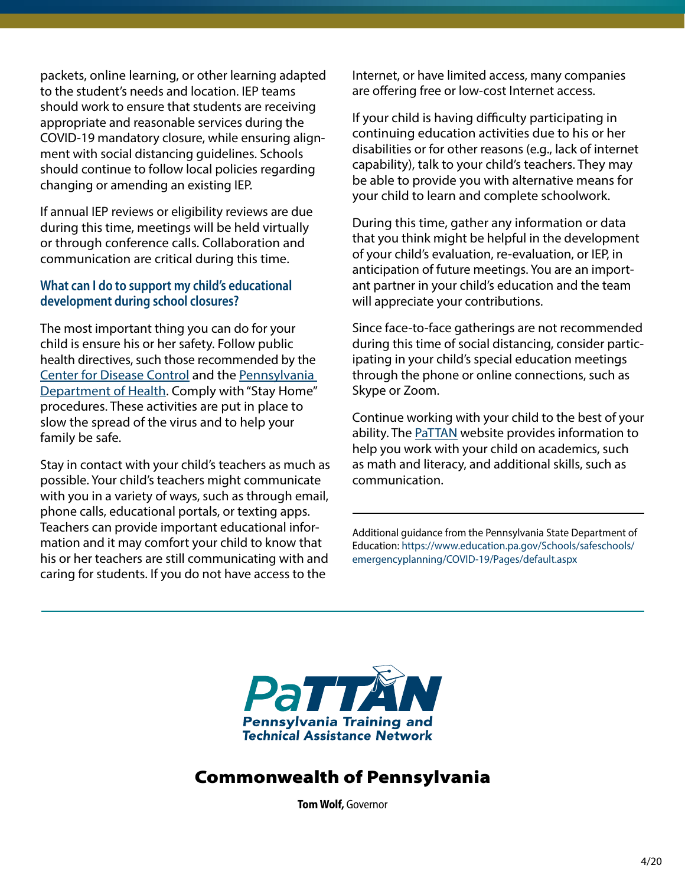packets, online learning, or other learning adapted to the student's needs and location. IEP teams should work to ensure that students are receiving appropriate and reasonable services during the COVID-19 mandatory closure, while ensuring alignment with social distancing guidelines. Schools should continue to follow local policies regarding changing or amending an existing IEP.

If annual IEP reviews or eligibility reviews are due during this time, meetings will be held virtually or through conference calls. Collaboration and communication are critical during this time.

### What can I do to support my child's educational development during school closures?

The most important thing you can do for your child is ensure his or her safety. Follow public health directives, such those recommended by the [Center for Disease Control] and the [Pennsylvania Department of Health]. Comply with "Stay Home" procedures. These activities are put in place to slow the spread of the virus and to help your family be safe.

Stay in contact with your child's teachers as much as possible. Your child's teachers might communicate with you in a variety of ways, such as through email, phone calls, educational portals, or texting apps. Teachers can provide important educational information and it may comfort your child to know that his or her teachers are still communicating with and caring for students. If you do not have access to the Internet, or have limited access, many companies are offering free or low-cost Internet access.

If your child is having difficulty participating in continuing education activities due to his or her disabilities or for other reasons (e.g., lack of internet capability), talk to your child's teachers. They may be able to provide you with alternative means for your child to learn and complete schoolwork.

During this time, gather any information or data that you think might be helpful in the development of your child's evaluation, re-evaluation, or IEP, in anticipation of future meetings. You are an important partner in your child's education and the team will appreciate your contributions.

Since face-to-face gatherings are not recommended during this time of social distancing, consider participating in your child's special education meetings through the phone or online connections, such as Skype or Zoom.

Continue working with your child to the best of your ability. The [PaTTAN] website provides information to help you work with your child on academics, such as math and literacy, and additional skills, such as communication.

---

Additional guidance from the Pennsylvania State Department of Education: https://www.education.pa.gov/Schools/safeschools/emergencyplanning/COVID-19/Pages/default.aspx

---

PaTTAN
Pennsylvania Training and Technical Assistance Network

## Commonwealth of Pennsylvania

**Tom Wolf,** Governor

4/20